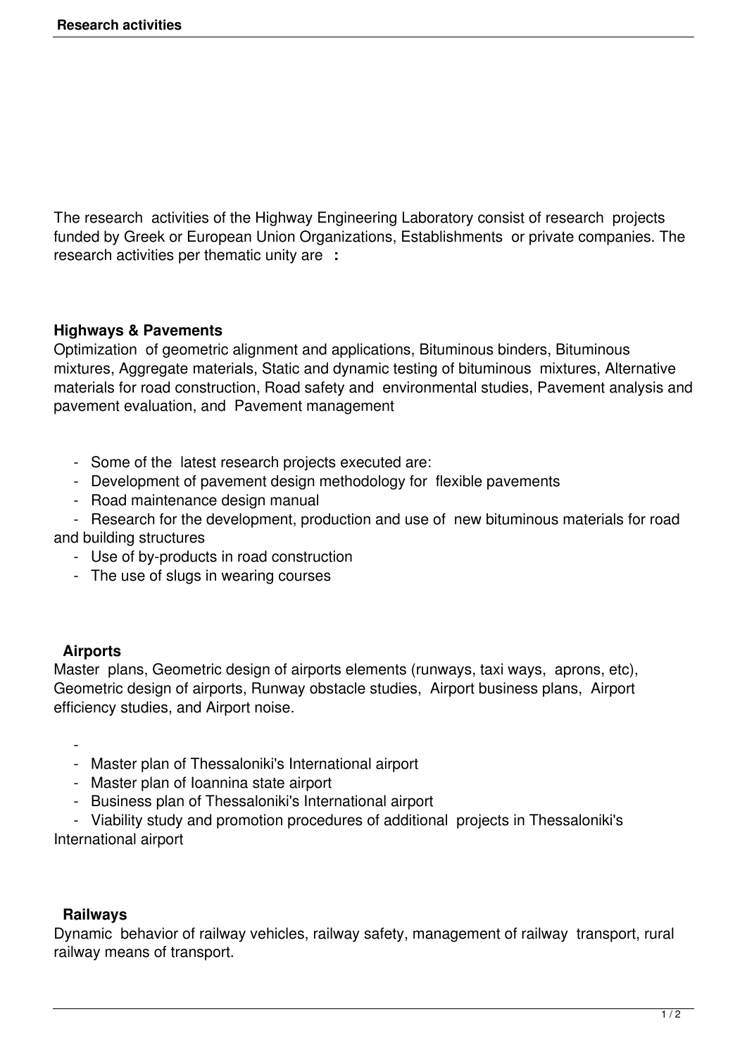# Research activities

The research activities of the Highway Engineering Laboratory consist of research projects funded by Greek or European Union Organizations, Establishments or private companies. The research activities per thematic unity are :

## Highways & Pavements

Optimization of geometric alignment and applications, Bituminous binders, Bituminous mixtures, Aggregate materials, Static and dynamic testing of bituminous mixtures, Alternative materials for road construction, Road safety and environmental studies, Pavement analysis and pavement evaluation, and Pavement management

- Some of the latest research projects executed are:
- Development of pavement design methodology for flexible pavements
- Road maintenance design manual
- Research for the development, production and use of new bituminous materials for road and building structures
- Use of by-products in road construction
- The use of slugs in wearing courses

## Airports

Master plans, Geometric design of airports elements (runways, taxi ways, aprons, etc), Geometric design of airports, Runway obstacle studies, Airport business plans, Airport efficiency studies, and Airport noise.

- 
- Master plan of Thessaloniki's International airport
- Master plan of Ioannina state airport
- Business plan of Thessaloniki's International airport
- Viability study and promotion procedures of additional projects in Thessaloniki's International airport

## Railways

Dynamic behavior of railway vehicles, railway safety, management of railway transport, rural railway means of transport.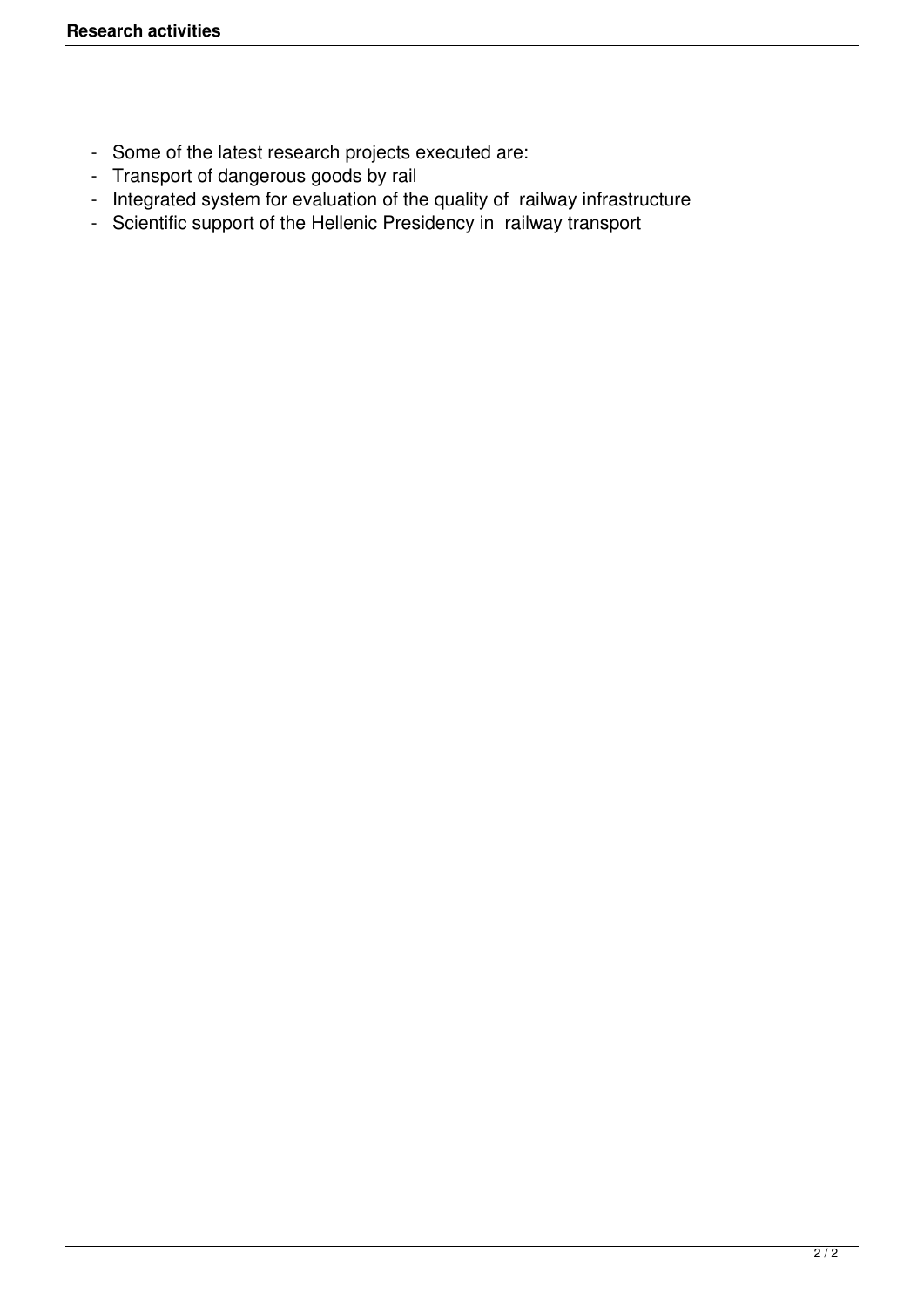- Some of the latest research projects executed are:
- Transport of dangerous goods by rail
- Integrated system for evaluation of the quality of railway infrastructure
- Scientific support of the Hellenic Presidency in railway transport